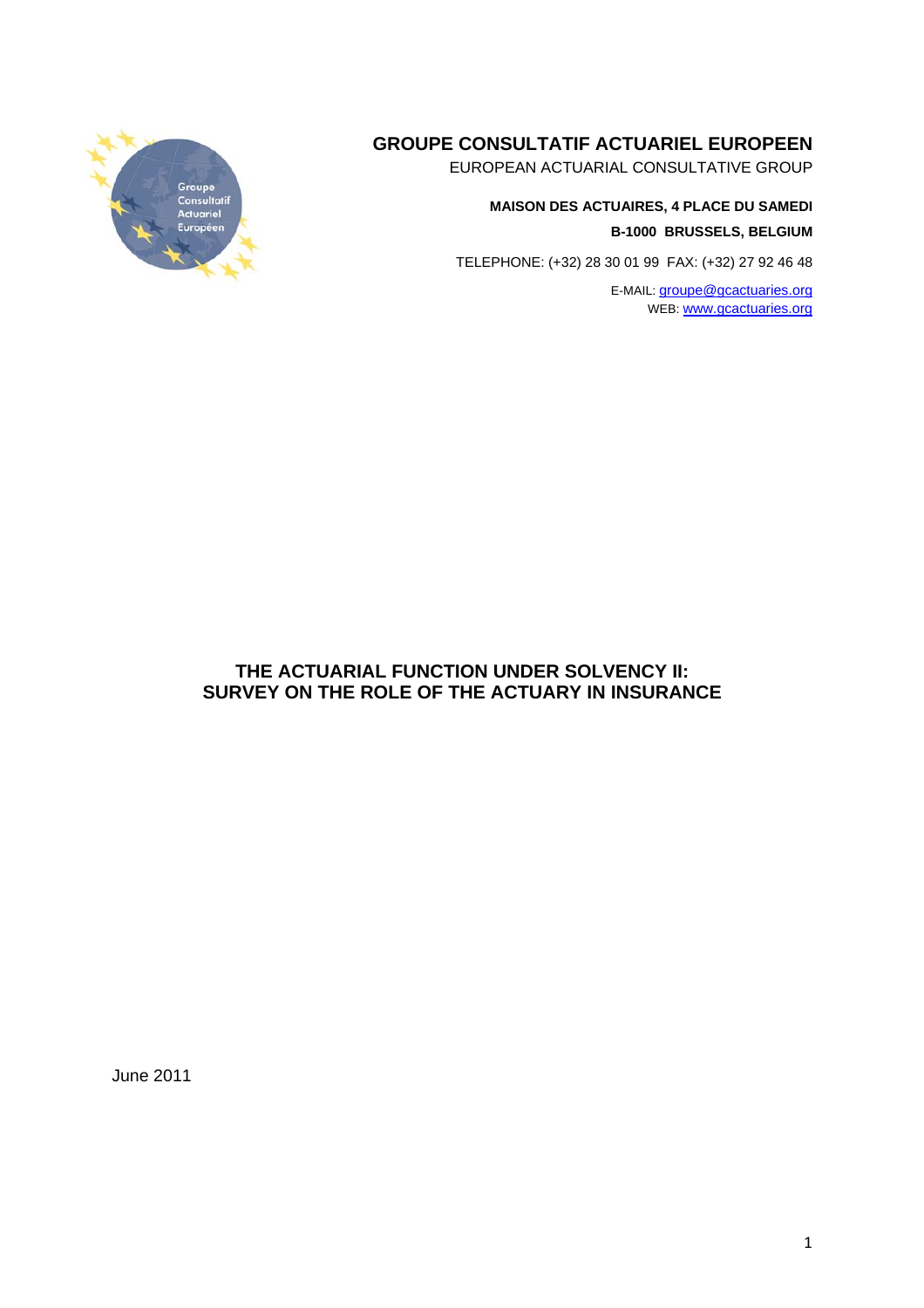**GROUPE CONSULTATIF ACTUARIEL EUROPEEN**
EUROPEAN ACTUARIAL CONSULTATIVE GROUP

**MAISON DES ACTUAIRES, 4 PLACE DU SAMEDI**
**B-1000 BRUSSELS, BELGIUM**

TELEPHONE: (+32) 28 30 01 99 FAX: (+32) 27 92 46 48

E-MAIL: groupe@gcactuaries.org
WEB: www.gcactuaries.org

# THE ACTUARIAL FUNCTION UNDER SOLVENCY II: SURVEY ON THE ROLE OF THE ACTUARY IN INSURANCE

June 2011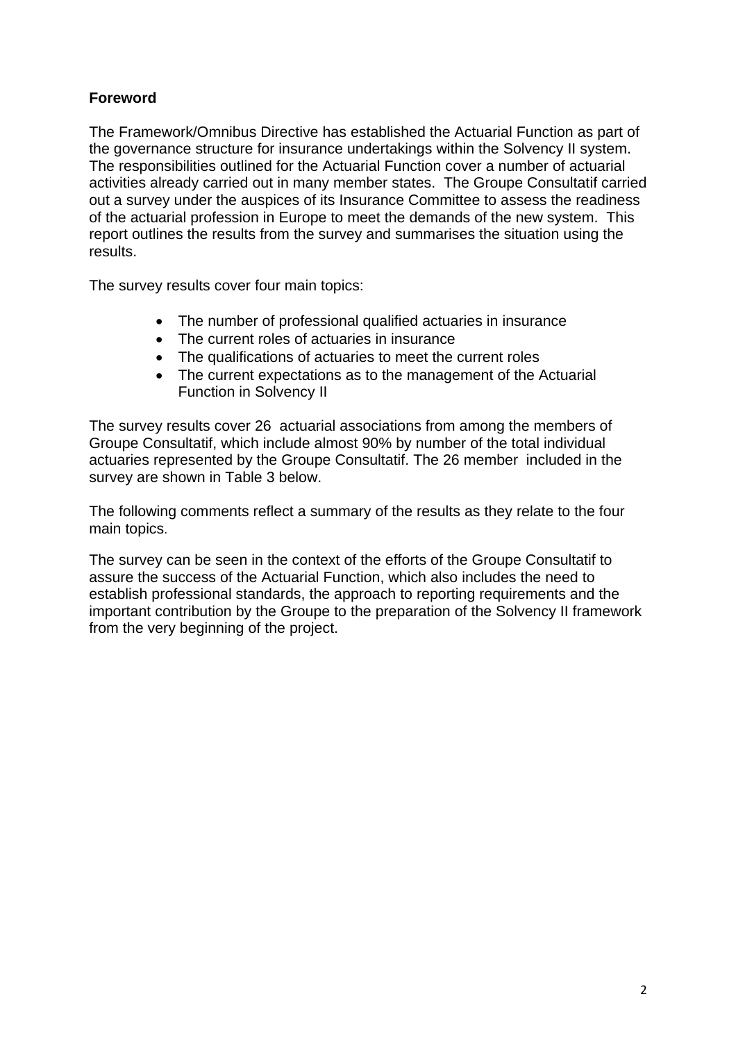**Foreword**

The Framework/Omnibus Directive has established the Actuarial Function as part of the governance structure for insurance undertakings within the Solvency II system. The responsibilities outlined for the Actuarial Function cover a number of actuarial activities already carried out in many member states. The Groupe Consultatif carried out a survey under the auspices of its Insurance Committee to assess the readiness of the actuarial profession in Europe to meet the demands of the new system. This report outlines the results from the survey and summarises the situation using the results.

The survey results cover four main topics:

- The number of professional qualified actuaries in insurance
- The current roles of actuaries in insurance
- The qualifications of actuaries to meet the current roles
- The current expectations as to the management of the Actuarial Function in Solvency II

The survey results cover 26 actuarial associations from among the members of Groupe Consultatif, which include almost 90% by number of the total individual actuaries represented by the Groupe Consultatif. The 26 member included in the survey are shown in Table 3 below.

The following comments reflect a summary of the results as they relate to the four main topics.

The survey can be seen in the context of the efforts of the Groupe Consultatif to assure the success of the Actuarial Function, which also includes the need to establish professional standards, the approach to reporting requirements and the important contribution by the Groupe to the preparation of the Solvency II framework from the very beginning of the project.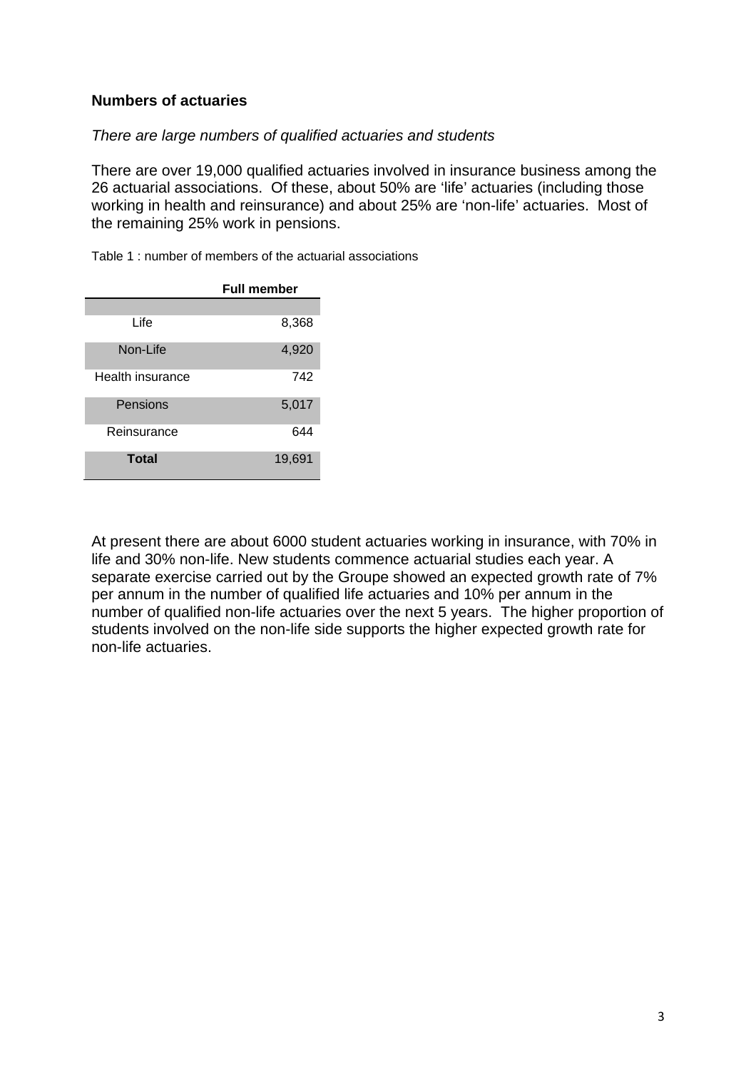**Numbers of actuaries**

*There are large numbers of qualified actuaries and students*

There are over 19,000 qualified actuaries involved in insurance business among the 26 actuarial associations. Of these, about 50% are 'life' actuaries (including those working in health and reinsurance) and about 25% are 'non-life' actuaries. Most of the remaining 25% work in pensions.

Table 1 : number of members of the actuarial associations

| | **Full member** |
|---|---|
| Life | 8,368 |
| Non-Life | 4,920 |
| Health insurance | 742 |
| Pensions | 5,017 |
| Reinsurance | 644 |
| **Total** | 19,691 |

At present there are about 6000 student actuaries working in insurance, with 70% in life and 30% non-life. New students commence actuarial studies each year. A separate exercise carried out by the Groupe showed an expected growth rate of 7% per annum in the number of qualified life actuaries and 10% per annum in the number of qualified non-life actuaries over the next 5 years. The higher proportion of students involved on the non-life side supports the higher expected growth rate for non-life actuaries.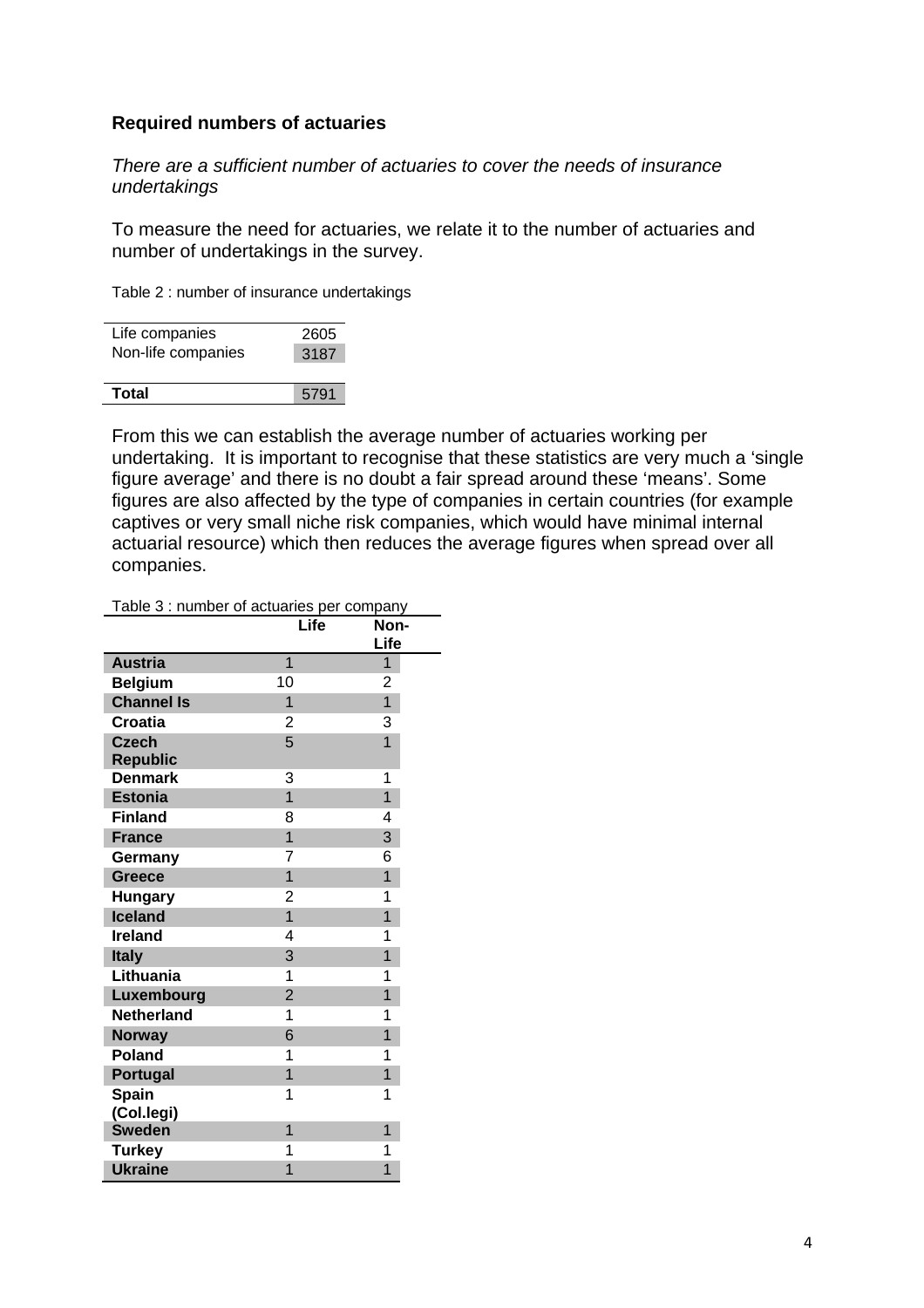### Required numbers of actuaries

*There are a sufficient number of actuaries to cover the needs of insurance undertakings*

To measure the need for actuaries, we relate it to the number of actuaries and number of undertakings in the survey.

Table 2 : number of insurance undertakings

| | |
|---|---|
| Life companies | 2605 |
| Non-life companies | 3187 |
| **Total** | 5791 |

From this we can establish the average number of actuaries working per undertaking. It is important to recognise that these statistics are very much a 'single figure average' and there is no doubt a fair spread around these 'means'. Some figures are also affected by the type of companies in certain countries (for example captives or very small niche risk companies, which would have minimal internal actuarial resource) which then reduces the average figures when spread over all companies.

Table 3 : number of actuaries per company

| | Life | Non-Life |
|---|---|---|
| **Austria** | 1 | 1 |
| **Belgium** | 10 | 2 |
| **Channel Is** | 1 | 1 |
| **Croatia** | 2 | 3 |
| **Czech Republic** | 5 | 1 |
| **Denmark** | 3 | 1 |
| **Estonia** | 1 | 1 |
| **Finland** | 8 | 4 |
| **France** | 1 | 3 |
| **Germany** | 7 | 6 |
| **Greece** | 1 | 1 |
| **Hungary** | 2 | 1 |
| **Iceland** | 1 | 1 |
| **Ireland** | 4 | 1 |
| **Italy** | 3 | 1 |
| **Lithuania** | 1 | 1 |
| **Luxembourg** | 2 | 1 |
| **Netherland** | 1 | 1 |
| **Norway** | 6 | 1 |
| **Poland** | 1 | 1 |
| **Portugal** | 1 | 1 |
| **Spain (Col.legi)** | 1 | 1 |
| **Sweden** | 1 | 1 |
| **Turkey** | 1 | 1 |
| **Ukraine** | 1 | 1 |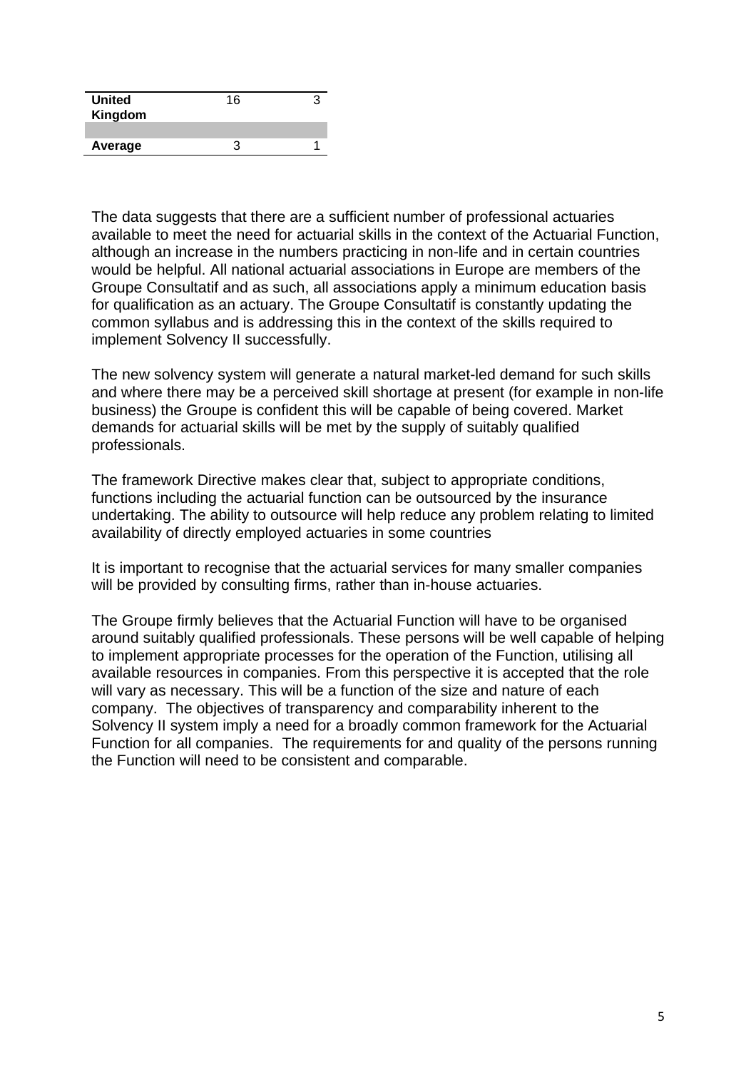| | | |
|---|---|---|
| **United Kingdom** | 16 | 3 |
| | | |
| **Average** | 3 | 1 |

The data suggests that there are a sufficient number of professional actuaries available to meet the need for actuarial skills in the context of the Actuarial Function, although an increase in the numbers practicing in non-life and in certain countries would be helpful. All national actuarial associations in Europe are members of the Groupe Consultatif and as such, all associations apply a minimum education basis for qualification as an actuary. The Groupe Consultatif is constantly updating the common syllabus and is addressing this in the context of the skills required to implement Solvency II successfully.

The new solvency system will generate a natural market-led demand for such skills and where there may be a perceived skill shortage at present (for example in non-life business) the Groupe is confident this will be capable of being covered. Market demands for actuarial skills will be met by the supply of suitably qualified professionals.

The framework Directive makes clear that, subject to appropriate conditions, functions including the actuarial function can be outsourced by the insurance undertaking. The ability to outsource will help reduce any problem relating to limited availability of directly employed actuaries in some countries

It is important to recognise that the actuarial services for many smaller companies will be provided by consulting firms, rather than in-house actuaries.

The Groupe firmly believes that the Actuarial Function will have to be organised around suitably qualified professionals. These persons will be well capable of helping to implement appropriate processes for the operation of the Function, utilising all available resources in companies. From this perspective it is accepted that the role will vary as necessary. This will be a function of the size and nature of each company. The objectives of transparency and comparability inherent to the Solvency II system imply a need for a broadly common framework for the Actuarial Function for all companies. The requirements for and quality of the persons running the Function will need to be consistent and comparable.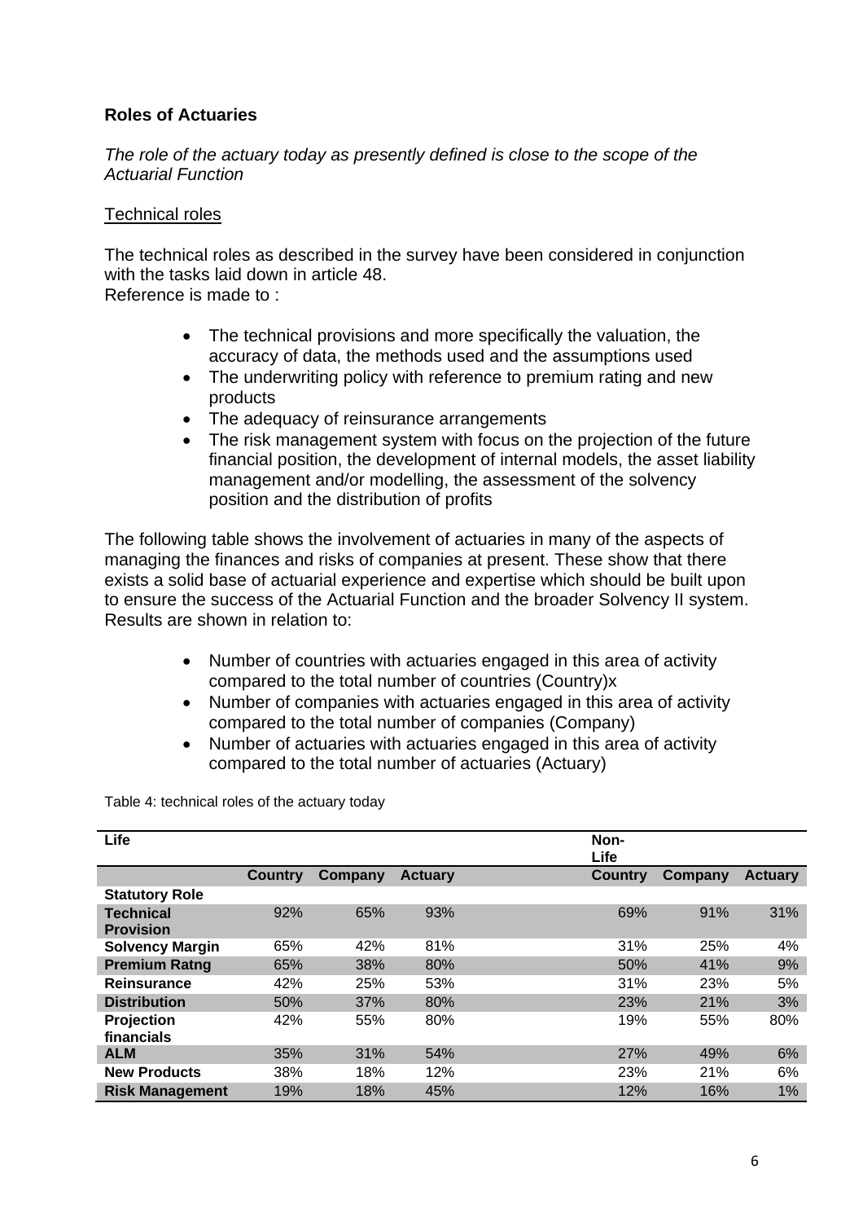**Roles of Actuaries**

*The role of the actuary today as presently defined is close to the scope of the Actuarial Function*

Technical roles

The technical roles as described in the survey have been considered in conjunction with the tasks laid down in article 48.
Reference is made to :

- The technical provisions and more specifically the valuation, the accuracy of data, the methods used and the assumptions used
- The underwriting policy with reference to premium rating and new products
- The adequacy of reinsurance arrangements
- The risk management system with focus on the projection of the future financial position, the development of internal models, the asset liability management and/or modelling, the assessment of the solvency position and the distribution of profits

The following table shows the involvement of actuaries in many of the aspects of managing the finances and risks of companies at present. These show that there exists a solid base of actuarial experience and expertise which should be built upon to ensure the success of the Actuarial Function and the broader Solvency II system. Results are shown in relation to:

- Number of countries with actuaries engaged in this area of activity compared to the total number of countries (Country)x
- Number of companies with actuaries engaged in this area of activity compared to the total number of companies (Company)
- Number of actuaries with actuaries engaged in this area of activity compared to the total number of actuaries (Actuary)

Table 4: technical roles of the actuary today

| Life | | | | Non-Life | | |
|---|---|---|---|---|---|---|
| | Country | Company | Actuary | Country | Company | Actuary |
| **Statutory Role** | | | | | | |
| **Technical Provision** | 92% | 65% | 93% | 69% | 91% | 31% |
| **Solvency Margin** | 65% | 42% | 81% | 31% | 25% | 4% |
| **Premium Ratng** | 65% | 38% | 80% | 50% | 41% | 9% |
| **Reinsurance** | 42% | 25% | 53% | 31% | 23% | 5% |
| **Distribution** | 50% | 37% | 80% | 23% | 21% | 3% |
| **Projection financials** | 42% | 55% | 80% | 19% | 55% | 80% |
| **ALM** | 35% | 31% | 54% | 27% | 49% | 6% |
| **New Products** | 38% | 18% | 12% | 23% | 21% | 6% |
| **Risk Management** | 19% | 18% | 45% | 12% | 16% | 1% |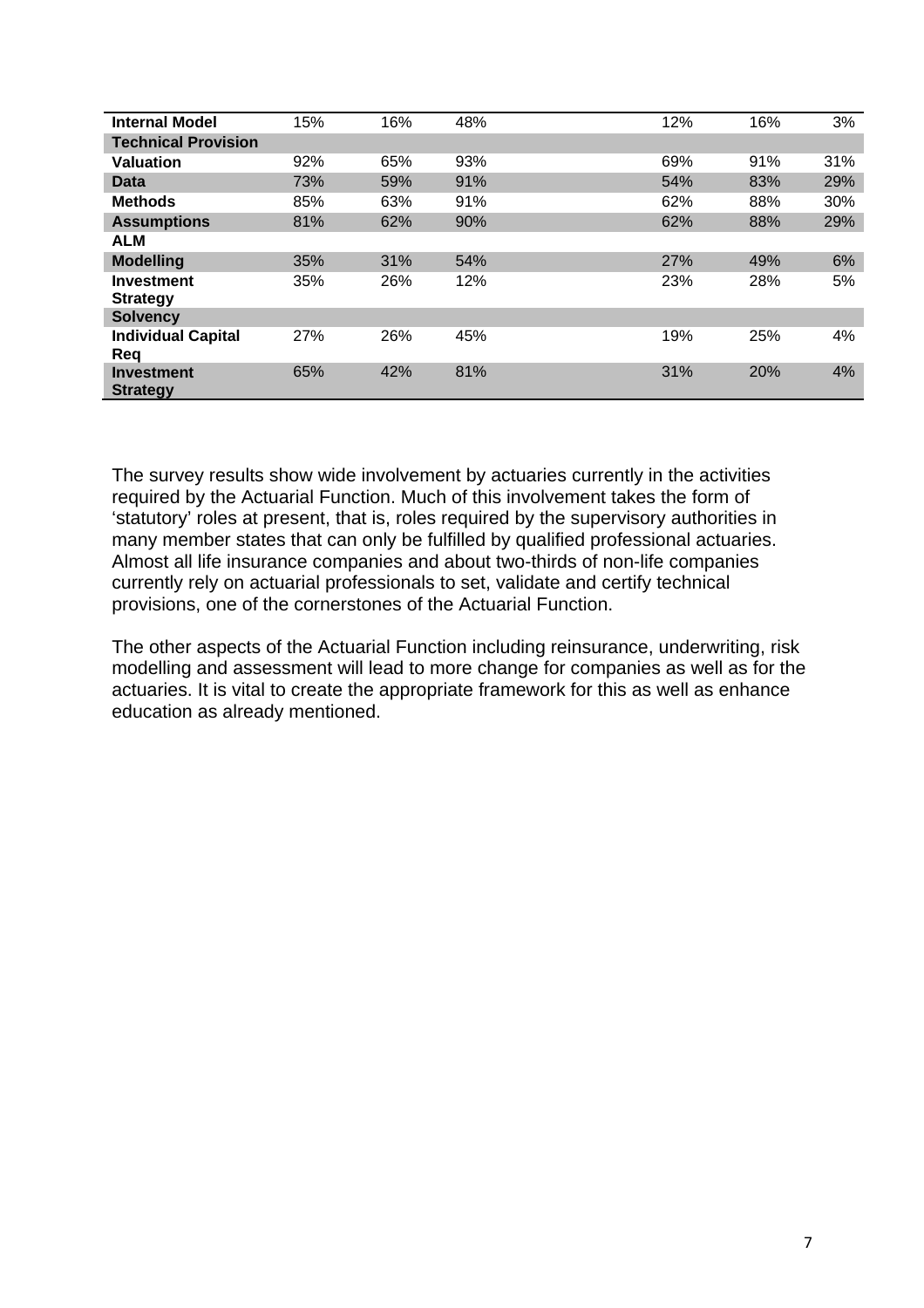| | | | | | | | |
|---|---|---|---|---|---|---|---|
| **Internal Model** | 15% | 16% | 48% | | 12% | 16% | 3% |
| **Technical Provision** | | | | | | | |
| **Valuation** | 92% | 65% | 93% | | 69% | 91% | 31% |
| **Data** | 73% | 59% | 91% | | 54% | 83% | 29% |
| **Methods** | 85% | 63% | 91% | | 62% | 88% | 30% |
| **Assumptions** | 81% | 62% | 90% | | 62% | 88% | 29% |
| **ALM** | | | | | | | |
| **Modelling** | 35% | 31% | 54% | | 27% | 49% | 6% |
| **Investment Strategy** | 35% | 26% | 12% | | 23% | 28% | 5% |
| **Solvency** | | | | | | | |
| **Individual Capital Req** | 27% | 26% | 45% | | 19% | 25% | 4% |
| **Investment Strategy** | 65% | 42% | 81% | | 31% | 20% | 4% |

The survey results show wide involvement by actuaries currently in the activities required by the Actuarial Function. Much of this involvement takes the form of 'statutory' roles at present, that is, roles required by the supervisory authorities in many member states that can only be fulfilled by qualified professional actuaries. Almost all life insurance companies and about two-thirds of non-life companies currently rely on actuarial professionals to set, validate and certify technical provisions, one of the cornerstones of the Actuarial Function.

The other aspects of the Actuarial Function including reinsurance, underwriting, risk modelling and assessment will lead to more change for companies as well as for the actuaries. It is vital to create the appropriate framework for this as well as enhance education as already mentioned.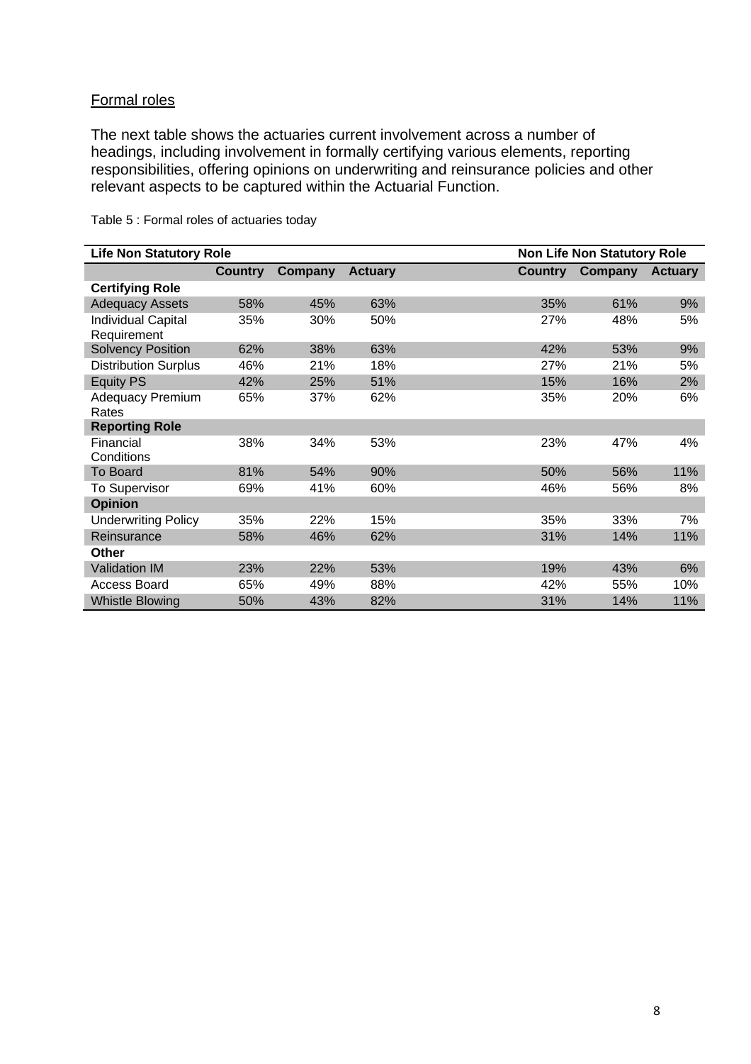Formal roles

The next table shows the actuaries current involvement across a number of headings, including involvement in formally certifying various elements, reporting responsibilities, offering opinions on underwriting and reinsurance policies and other relevant aspects to be captured within the Actuarial Function.

Table 5 : Formal roles of actuaries today

| Life Non Statutory Role | | | | Non Life Non Statutory Role | | |
|---|---|---|---|---|---|---|
| | Country | Company | Actuary | Country | Company | Actuary |
| **Certifying Role** | | | | | | |
| Adequacy Assets | 58% | 45% | 63% | 35% | 61% | 9% |
| Individual Capital Requirement | 35% | 30% | 50% | 27% | 48% | 5% |
| Solvency Position | 62% | 38% | 63% | 42% | 53% | 9% |
| Distribution Surplus | 46% | 21% | 18% | 27% | 21% | 5% |
| Equity PS | 42% | 25% | 51% | 15% | 16% | 2% |
| Adequacy Premium Rates | 65% | 37% | 62% | 35% | 20% | 6% |
| **Reporting Role** | | | | | | |
| Financial Conditions | 38% | 34% | 53% | 23% | 47% | 4% |
| To Board | 81% | 54% | 90% | 50% | 56% | 11% |
| To Supervisor | 69% | 41% | 60% | 46% | 56% | 8% |
| **Opinion** | | | | | | |
| Underwriting Policy | 35% | 22% | 15% | 35% | 33% | 7% |
| Reinsurance | 58% | 46% | 62% | 31% | 14% | 11% |
| **Other** | | | | | | |
| Validation IM | 23% | 22% | 53% | 19% | 43% | 6% |
| Access Board | 65% | 49% | 88% | 42% | 55% | 10% |
| Whistle Blowing | 50% | 43% | 82% | 31% | 14% | 11% |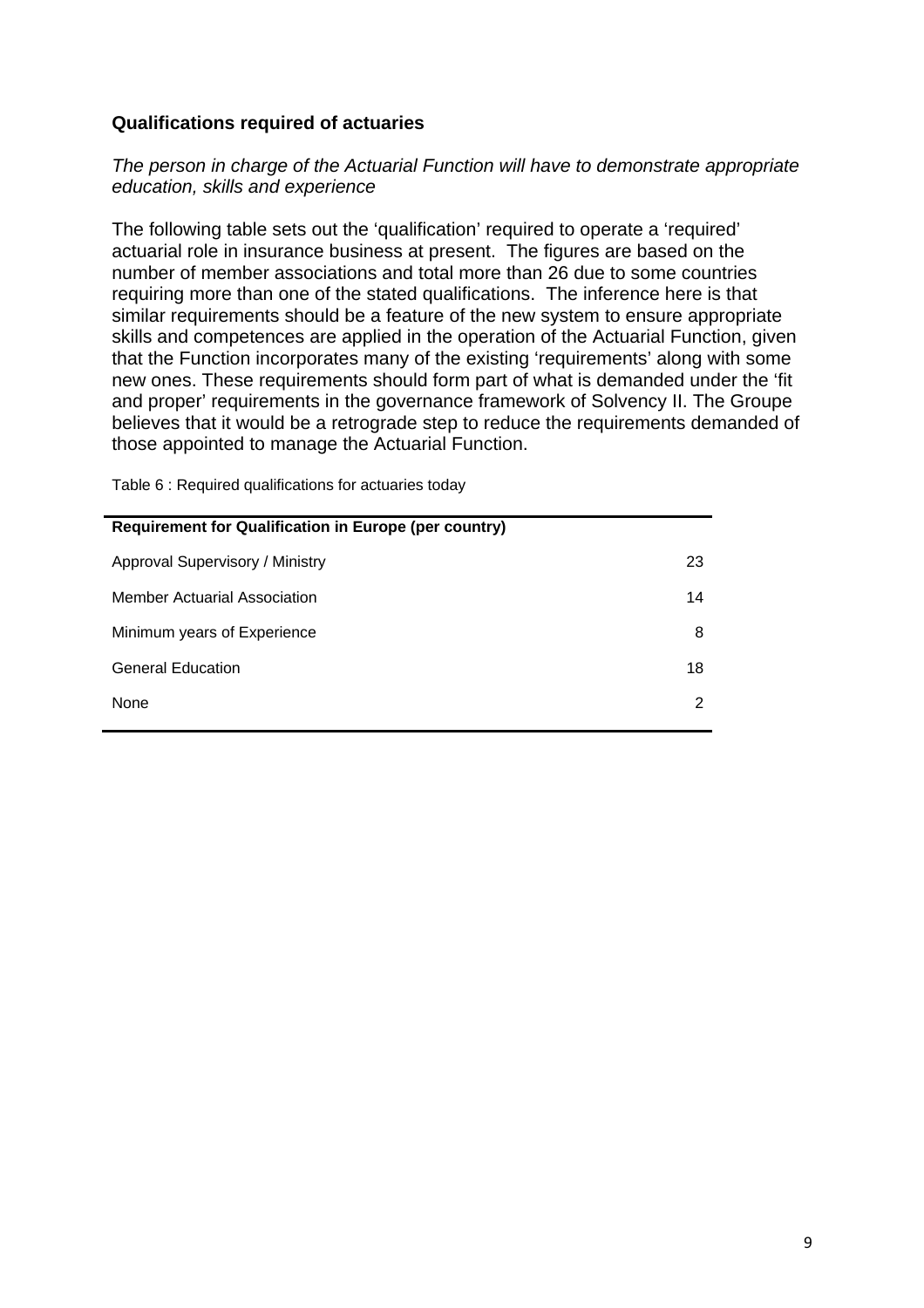## Qualifications required of actuaries

*The person in charge of the Actuarial Function will have to demonstrate appropriate education, skills and experience*

The following table sets out the 'qualification' required to operate a 'required' actuarial role in insurance business at present. The figures are based on the number of member associations and total more than 26 due to some countries requiring more than one of the stated qualifications. The inference here is that similar requirements should be a feature of the new system to ensure appropriate skills and competences are applied in the operation of the Actuarial Function, given that the Function incorporates many of the existing 'requirements' along with some new ones. These requirements should form part of what is demanded under the 'fit and proper' requirements in the governance framework of Solvency II. The Groupe believes that it would be a retrograde step to reduce the requirements demanded of those appointed to manage the Actuarial Function.

Table 6 : Required qualifications for actuaries today

| **Requirement for Qualification in Europe (per country)** | |
|---|---|
| Approval Supervisory / Ministry | 23 |
| Member Actuarial Association | 14 |
| Minimum years of Experience | 8 |
| General Education | 18 |
| None | 2 |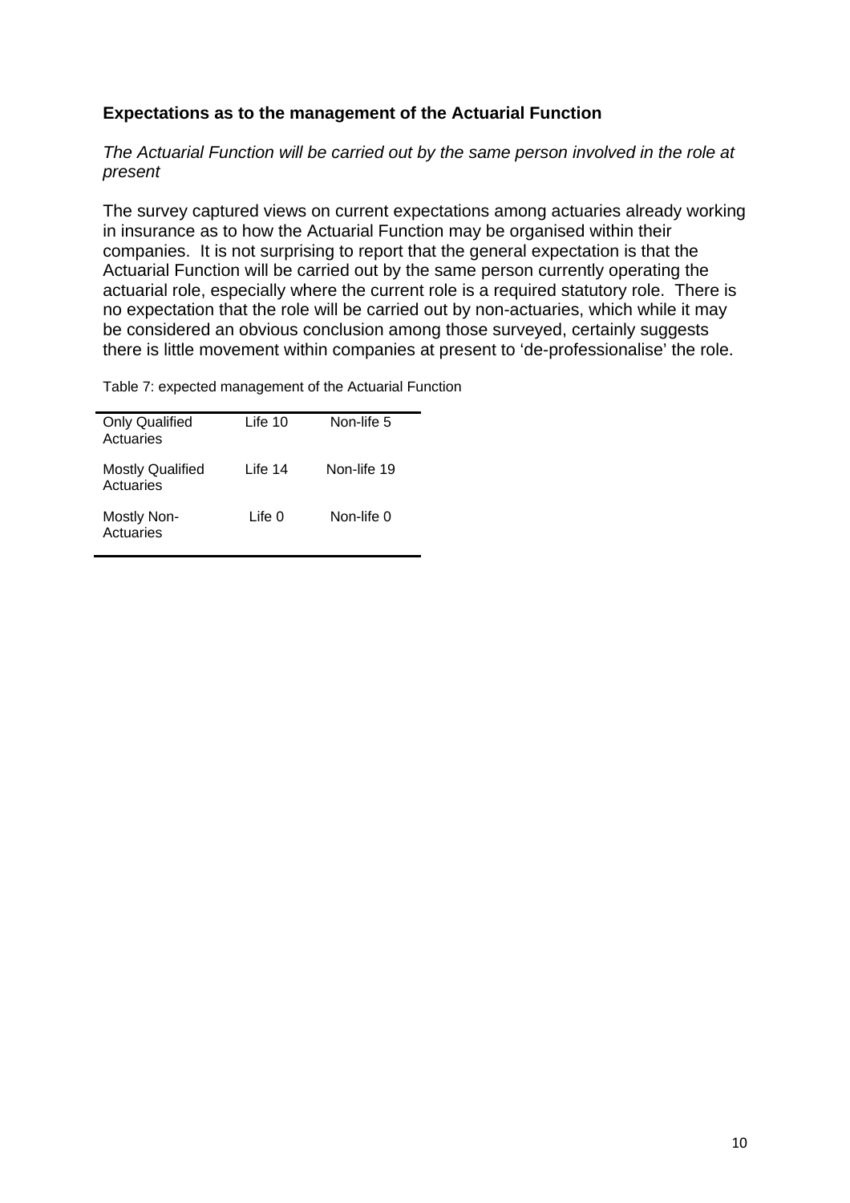## Expectations as to the management of the Actuarial Function

*The Actuarial Function will be carried out by the same person involved in the role at present*

The survey captured views on current expectations among actuaries already working in insurance as to how the Actuarial Function may be organised within their companies. It is not surprising to report that the general expectation is that the Actuarial Function will be carried out by the same person currently operating the actuarial role, especially where the current role is a required statutory role. There is no expectation that the role will be carried out by non-actuaries, which while it may be considered an obvious conclusion among those surveyed, certainly suggests there is little movement within companies at present to 'de-professionalise' the role.

Table 7: expected management of the Actuarial Function

| | | |
|---|---|---|
| Only Qualified Actuaries | Life 10 | Non-life 5 |
| Mostly Qualified Actuaries | Life 14 | Non-life 19 |
| Mostly Non-Actuaries | Life 0 | Non-life 0 |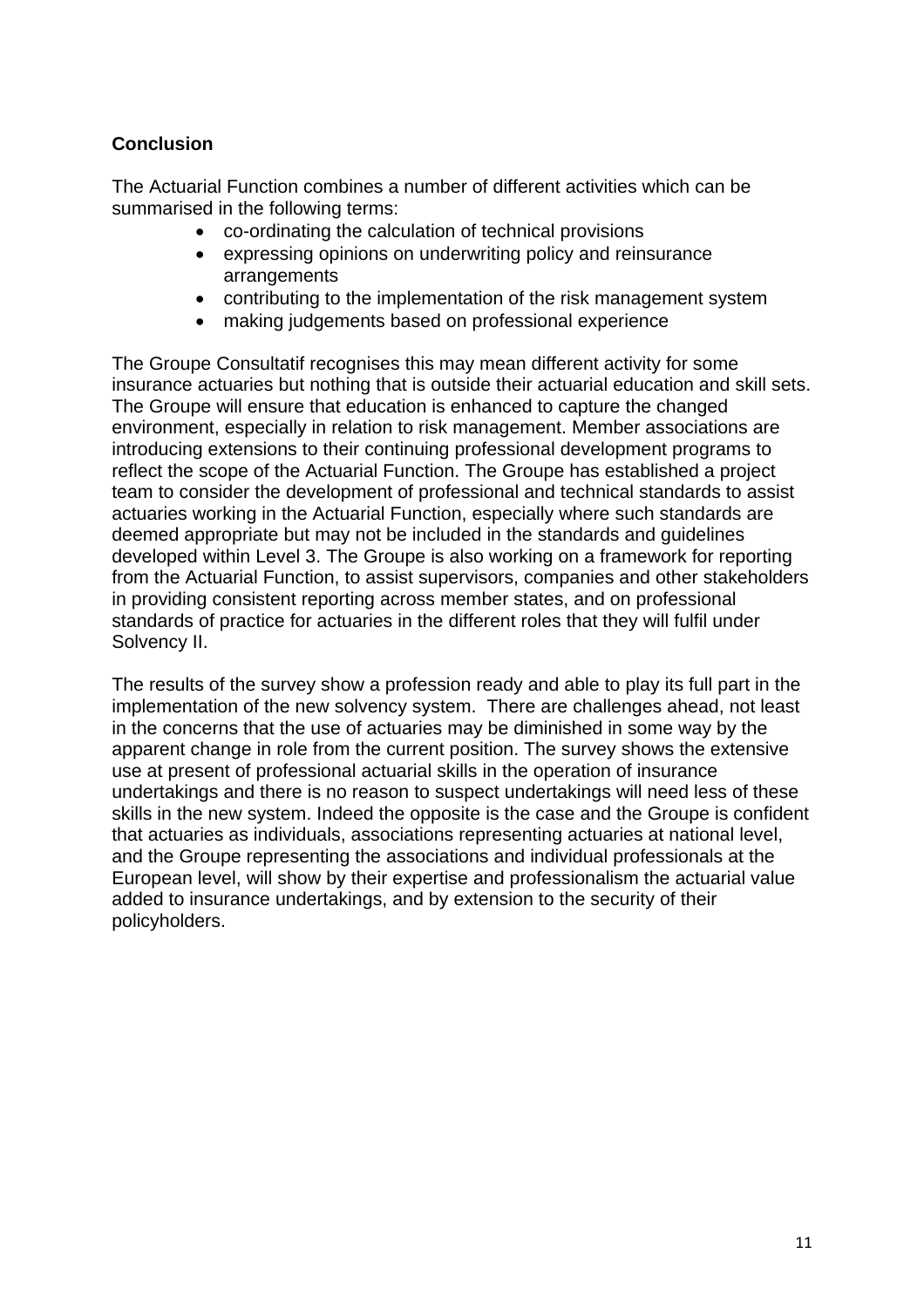**Conclusion**

The Actuarial Function combines a number of different activities which can be summarised in the following terms:

- co-ordinating the calculation of technical provisions
- expressing opinions on underwriting policy and reinsurance arrangements
- contributing to the implementation of the risk management system
- making judgements based on professional experience

The Groupe Consultatif recognises this may mean different activity for some insurance actuaries but nothing that is outside their actuarial education and skill sets. The Groupe will ensure that education is enhanced to capture the changed environment, especially in relation to risk management. Member associations are introducing extensions to their continuing professional development programs to reflect the scope of the Actuarial Function. The Groupe has established a project team to consider the development of professional and technical standards to assist actuaries working in the Actuarial Function, especially where such standards are deemed appropriate but may not be included in the standards and guidelines developed within Level 3. The Groupe is also working on a framework for reporting from the Actuarial Function, to assist supervisors, companies and other stakeholders in providing consistent reporting across member states, and on professional standards of practice for actuaries in the different roles that they will fulfil under Solvency II.

The results of the survey show a profession ready and able to play its full part in the implementation of the new solvency system. There are challenges ahead, not least in the concerns that the use of actuaries may be diminished in some way by the apparent change in role from the current position. The survey shows the extensive use at present of professional actuarial skills in the operation of insurance undertakings and there is no reason to suspect undertakings will need less of these skills in the new system. Indeed the opposite is the case and the Groupe is confident that actuaries as individuals, associations representing actuaries at national level, and the Groupe representing the associations and individual professionals at the European level, will show by their expertise and professionalism the actuarial value added to insurance undertakings, and by extension to the security of their policyholders.